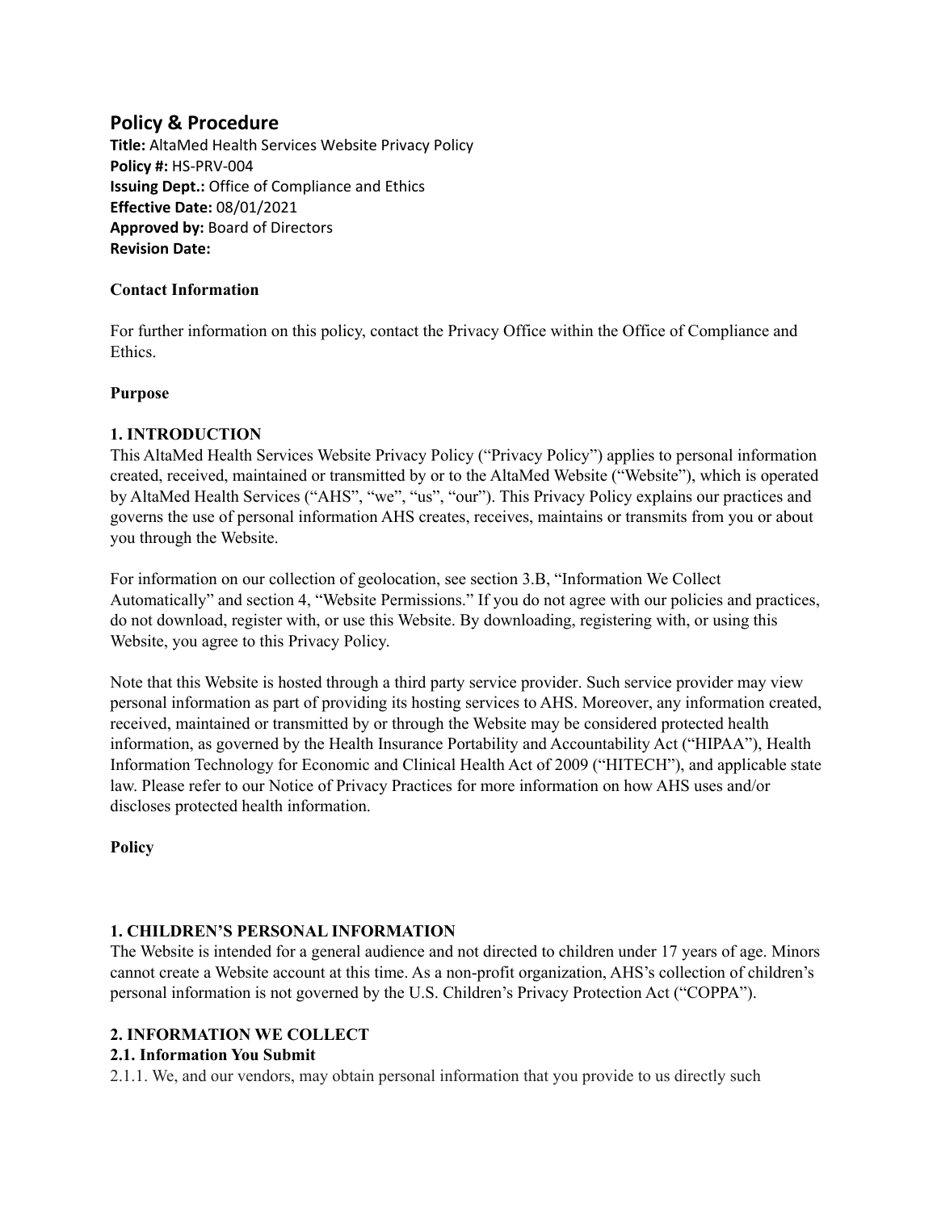# Policy & Procedure

**Title:** AltaMed Health Services Website Privacy Policy
**Policy #:** HS-PRV-004
**Issuing Dept.:** Office of Compliance and Ethics
**Effective Date:** 08/01/2021
**Approved by:** Board of Directors
**Revision Date:**

**Contact Information**

For further information on this policy, contact the Privacy Office within the Office of Compliance and Ethics.

**Purpose**

**1. INTRODUCTION**

This AltaMed Health Services Website Privacy Policy ("Privacy Policy") applies to personal information created, received, maintained or transmitted by or to the AltaMed Website ("Website"), which is operated by AltaMed Health Services ("AHS", "we", "us", "our"). This Privacy Policy explains our practices and governs the use of personal information AHS creates, receives, maintains or transmits from you or about you through the Website.

For information on our collection of geolocation, see section 3.B, "Information We Collect Automatically" and section 4, "Website Permissions." If you do not agree with our policies and practices, do not download, register with, or use this Website. By downloading, registering with, or using this Website, you agree to this Privacy Policy.

Note that this Website is hosted through a third party service provider. Such service provider may view personal information as part of providing its hosting services to AHS. Moreover, any information created, received, maintained or transmitted by or through the Website may be considered protected health information, as governed by the Health Insurance Portability and Accountability Act ("HIPAA"), Health Information Technology for Economic and Clinical Health Act of 2009 ("HITECH"), and applicable state law. Please refer to our Notice of Privacy Practices for more information on how AHS uses and/or discloses protected health information.

**Policy**

**1. CHILDREN'S PERSONAL INFORMATION**

The Website is intended for a general audience and not directed to children under 17 years of age. Minors cannot create a Website account at this time. As a non-profit organization, AHS's collection of children's personal information is not governed by the U.S. Children's Privacy Protection Act ("COPPA").

**2. INFORMATION WE COLLECT**

**2.1. Information You Submit**

2.1.1. We, and our vendors, may obtain personal information that you provide to us directly such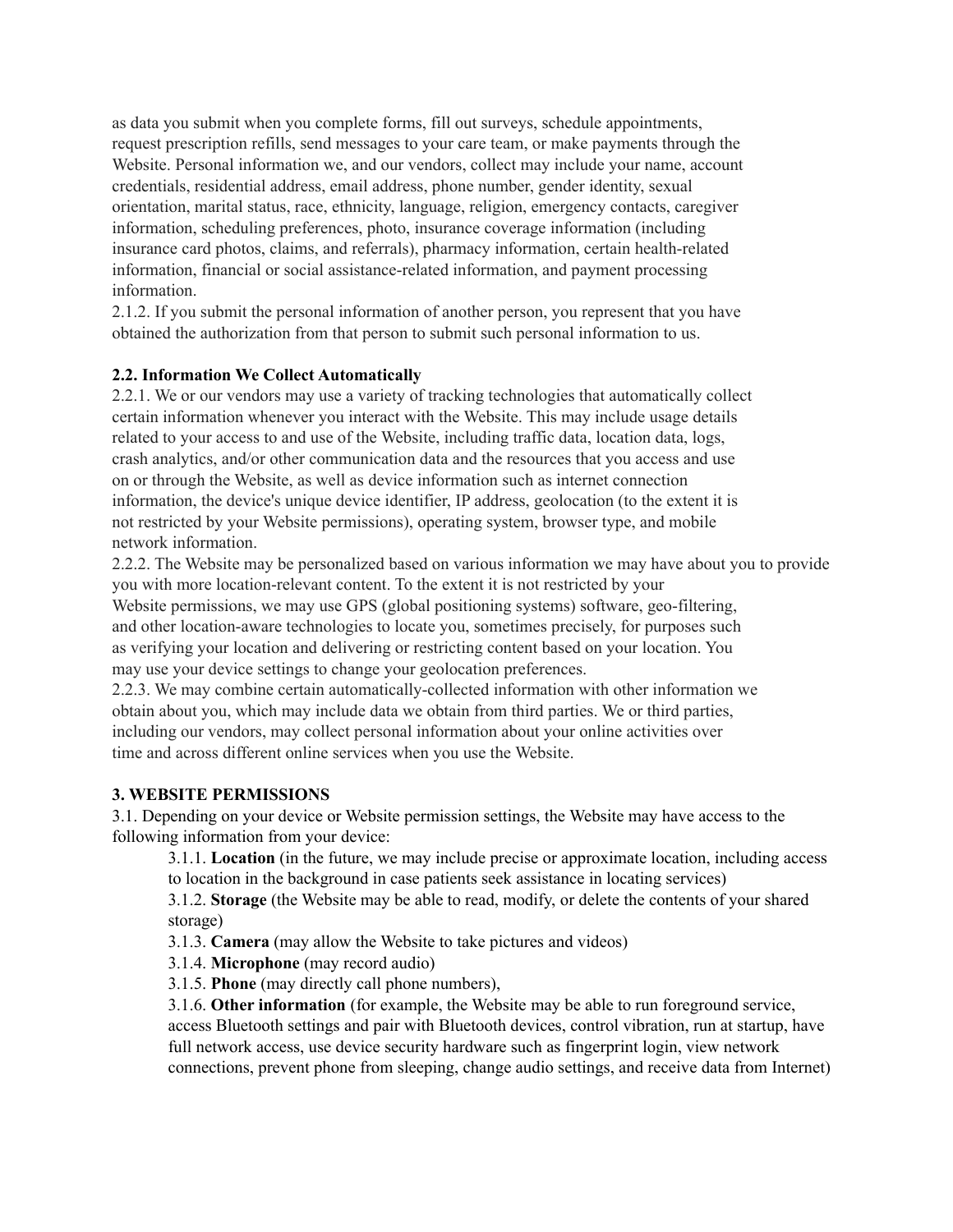as data you submit when you complete forms, fill out surveys, schedule appointments, request prescription refills, send messages to your care team, or make payments through the Website. Personal information we, and our vendors, collect may include your name, account credentials, residential address, email address, phone number, gender identity, sexual orientation, marital status, race, ethnicity, language, religion, emergency contacts, caregiver information, scheduling preferences, photo, insurance coverage information (including insurance card photos, claims, and referrals), pharmacy information, certain health-related information, financial or social assistance-related information, and payment processing information.

2.1.2. If you submit the personal information of another person, you represent that you have obtained the authorization from that person to submit such personal information to us.

**2.2. Information We Collect Automatically**

2.2.1. We or our vendors may use a variety of tracking technologies that automatically collect certain information whenever you interact with the Website. This may include usage details related to your access to and use of the Website, including traffic data, location data, logs, crash analytics, and/or other communication data and the resources that you access and use on or through the Website, as well as device information such as internet connection information, the device's unique device identifier, IP address, geolocation (to the extent it is not restricted by your Website permissions), operating system, browser type, and mobile network information.

2.2.2. The Website may be personalized based on various information we may have about you to provide you with more location-relevant content. To the extent it is not restricted by your Website permissions, we may use GPS (global positioning systems) software, geo-filtering, and other location-aware technologies to locate you, sometimes precisely, for purposes such as verifying your location and delivering or restricting content based on your location. You may use your device settings to change your geolocation preferences.

2.2.3. We may combine certain automatically-collected information with other information we obtain about you, which may include data we obtain from third parties. We or third parties, including our vendors, may collect personal information about your online activities over time and across different online services when you use the Website.

**3. WEBSITE PERMISSIONS**

3.1. Depending on your device or Website permission settings, the Website may have access to the following information from your device:

- 3.1.1. **Location** (in the future, we may include precise or approximate location, including access to location in the background in case patients seek assistance in locating services)
- 3.1.2. **Storage** (the Website may be able to read, modify, or delete the contents of your shared storage)
- 3.1.3. **Camera** (may allow the Website to take pictures and videos)
- 3.1.4. **Microphone** (may record audio)
- 3.1.5. **Phone** (may directly call phone numbers),
- 3.1.6. **Other information** (for example, the Website may be able to run foreground service, access Bluetooth settings and pair with Bluetooth devices, control vibration, run at startup, have full network access, use device security hardware such as fingerprint login, view network connections, prevent phone from sleeping, change audio settings, and receive data from Internet)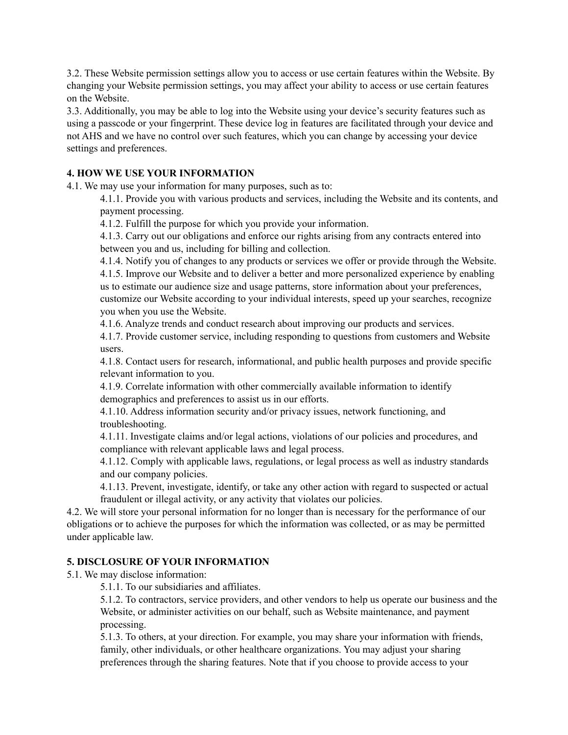3.2. These Website permission settings allow you to access or use certain features within the Website. By changing your Website permission settings, you may affect your ability to access or use certain features on the Website.

3.3. Additionally, you may be able to log into the Website using your device's security features such as using a passcode or your fingerprint. These device log in features are facilitated through your device and not AHS and we have no control over such features, which you can change by accessing your device settings and preferences.

**4. HOW WE USE YOUR INFORMATION**

4.1. We may use your information for many purposes, such as to:

- 4.1.1. Provide you with various products and services, including the Website and its contents, and payment processing.
- 4.1.2. Fulfill the purpose for which you provide your information.
- 4.1.3. Carry out our obligations and enforce our rights arising from any contracts entered into between you and us, including for billing and collection.
- 4.1.4. Notify you of changes to any products or services we offer or provide through the Website.
- 4.1.5. Improve our Website and to deliver a better and more personalized experience by enabling us to estimate our audience size and usage patterns, store information about your preferences, customize our Website according to your individual interests, speed up your searches, recognize you when you use the Website.
- 4.1.6. Analyze trends and conduct research about improving our products and services.
- 4.1.7. Provide customer service, including responding to questions from customers and Website users.
- 4.1.8. Contact users for research, informational, and public health purposes and provide specific relevant information to you.
- 4.1.9. Correlate information with other commercially available information to identify demographics and preferences to assist us in our efforts.
- 4.1.10. Address information security and/or privacy issues, network functioning, and troubleshooting.
- 4.1.11. Investigate claims and/or legal actions, violations of our policies and procedures, and compliance with relevant applicable laws and legal process.
- 4.1.12. Comply with applicable laws, regulations, or legal process as well as industry standards and our company policies.
- 4.1.13. Prevent, investigate, identify, or take any other action with regard to suspected or actual fraudulent or illegal activity, or any activity that violates our policies.

4.2. We will store your personal information for no longer than is necessary for the performance of our obligations or to achieve the purposes for which the information was collected, or as may be permitted under applicable law.

**5. DISCLOSURE OF YOUR INFORMATION**

5.1. We may disclose information:

- 5.1.1. To our subsidiaries and affiliates.
- 5.1.2. To contractors, service providers, and other vendors to help us operate our business and the Website, or administer activities on our behalf, such as Website maintenance, and payment processing.
- 5.1.3. To others, at your direction. For example, you may share your information with friends, family, other individuals, or other healthcare organizations. You may adjust your sharing preferences through the sharing features. Note that if you choose to provide access to your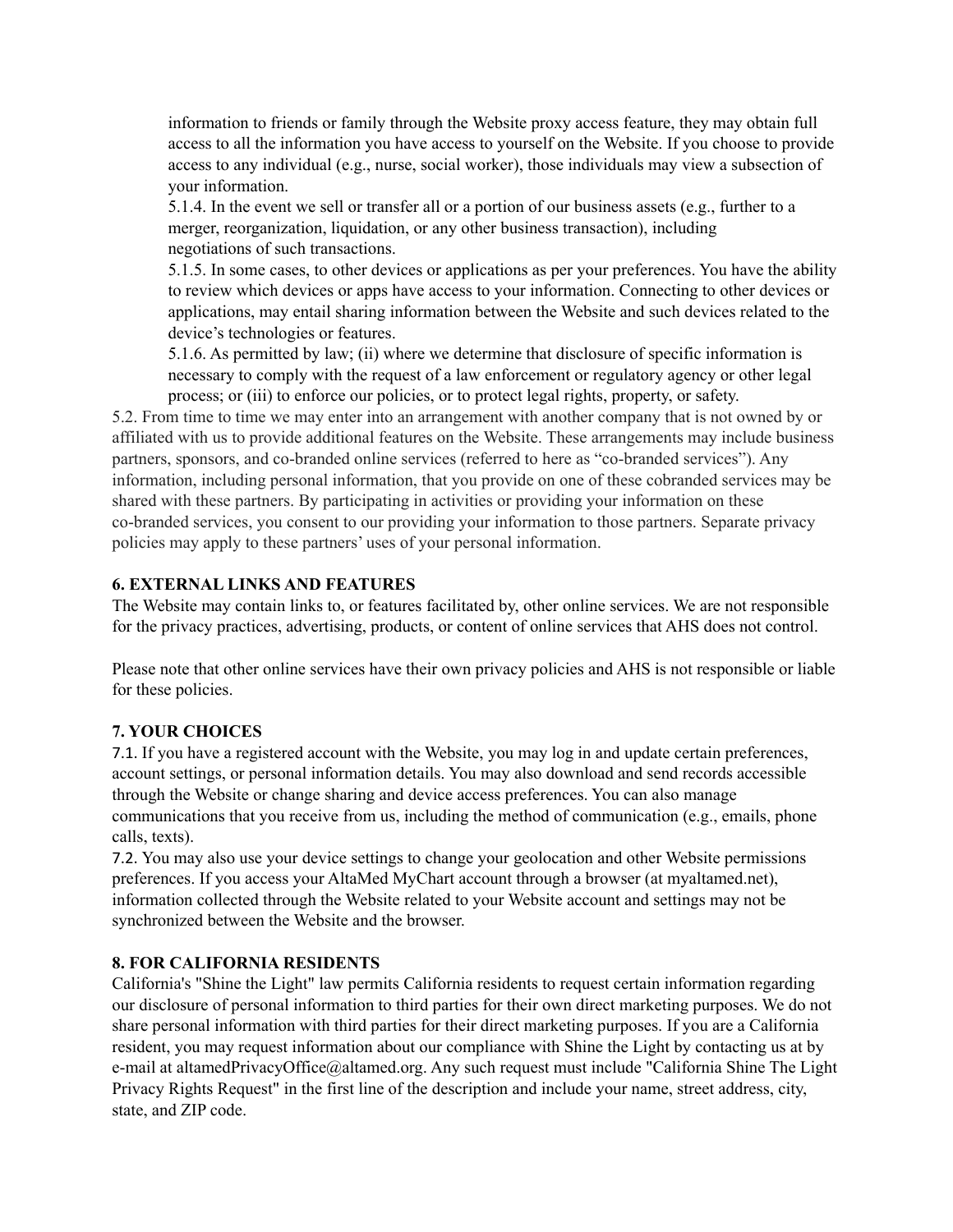information to friends or family through the Website proxy access feature, they may obtain full access to all the information you have access to yourself on the Website. If you choose to provide access to any individual (e.g., nurse, social worker), those individuals may view a subsection of your information.

5.1.4. In the event we sell or transfer all or a portion of our business assets (e.g., further to a merger, reorganization, liquidation, or any other business transaction), including negotiations of such transactions.

5.1.5. In some cases, to other devices or applications as per your preferences. You have the ability to review which devices or apps have access to your information. Connecting to other devices or applications, may entail sharing information between the Website and such devices related to the device's technologies or features.

5.1.6. As permitted by law; (ii) where we determine that disclosure of specific information is necessary to comply with the request of a law enforcement or regulatory agency or other legal process; or (iii) to enforce our policies, or to protect legal rights, property, or safety.

5.2. From time to time we may enter into an arrangement with another company that is not owned by or affiliated with us to provide additional features on the Website. These arrangements may include business partners, sponsors, and co-branded online services (referred to here as "co-branded services"). Any information, including personal information, that you provide on one of these cobranded services may be shared with these partners. By participating in activities or providing your information on these co-branded services, you consent to our providing your information to those partners. Separate privacy policies may apply to these partners' uses of your personal information.

## 6. EXTERNAL LINKS AND FEATURES

The Website may contain links to, or features facilitated by, other online services. We are not responsible for the privacy practices, advertising, products, or content of online services that AHS does not control.

Please note that other online services have their own privacy policies and AHS is not responsible or liable for these policies.

## 7. YOUR CHOICES

7.1. If you have a registered account with the Website, you may log in and update certain preferences, account settings, or personal information details. You may also download and send records accessible through the Website or change sharing and device access preferences. You can also manage communications that you receive from us, including the method of communication (e.g., emails, phone calls, texts).

7.2. You may also use your device settings to change your geolocation and other Website permissions preferences. If you access your AltaMed MyChart account through a browser (at myaltamed.net), information collected through the Website related to your Website account and settings may not be synchronized between the Website and the browser.

## 8. FOR CALIFORNIA RESIDENTS

California's "Shine the Light" law permits California residents to request certain information regarding our disclosure of personal information to third parties for their own direct marketing purposes. We do not share personal information with third parties for their direct marketing purposes. If you are a California resident, you may request information about our compliance with Shine the Light by contacting us at by e-mail at altamedPrivacyOffice@altamed.org. Any such request must include "California Shine The Light Privacy Rights Request" in the first line of the description and include your name, street address, city, state, and ZIP code.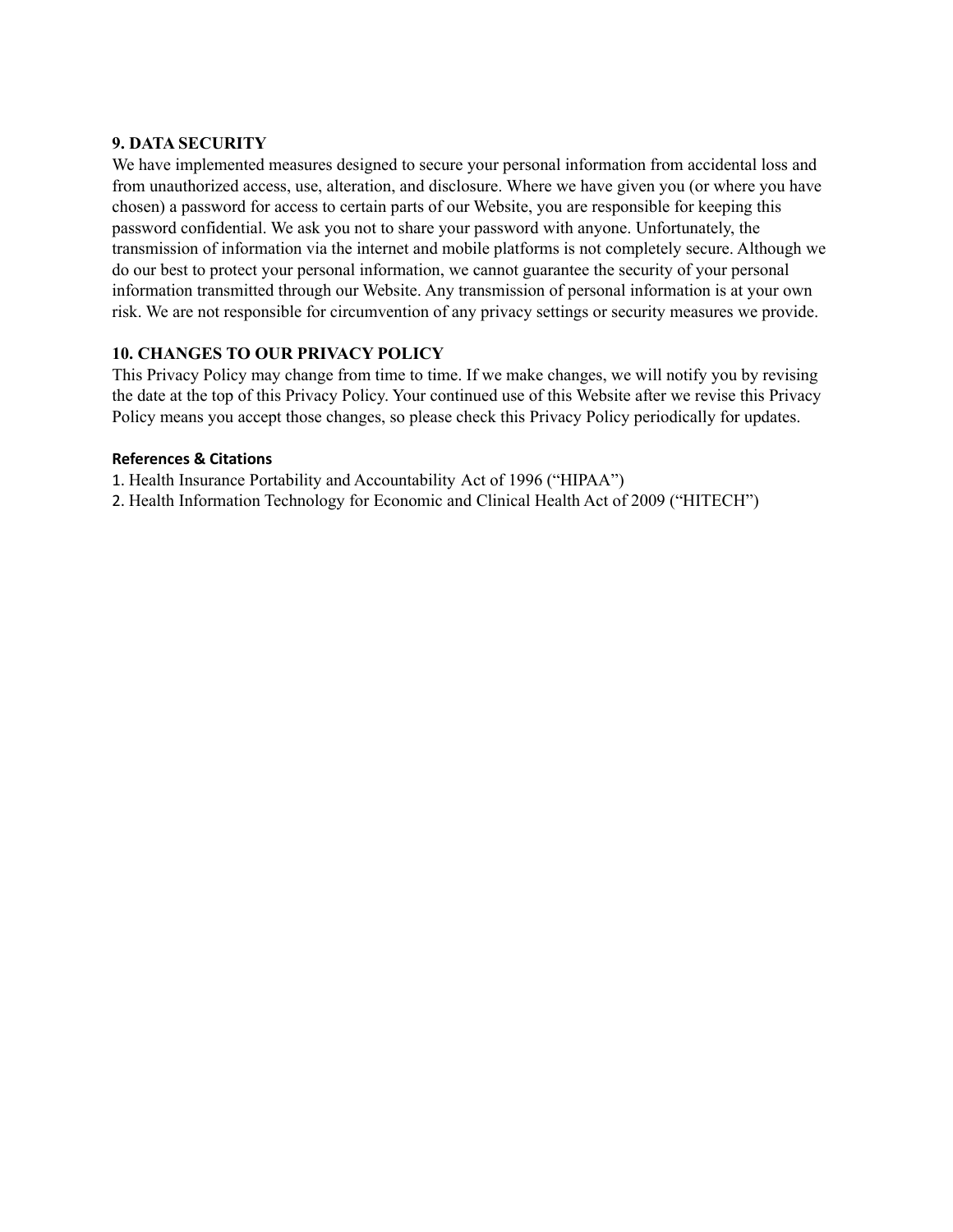## 9. DATA SECURITY

We have implemented measures designed to secure your personal information from accidental loss and from unauthorized access, use, alteration, and disclosure. Where we have given you (or where you have chosen) a password for access to certain parts of our Website, you are responsible for keeping this password confidential. We ask you not to share your password with anyone. Unfortunately, the transmission of information via the internet and mobile platforms is not completely secure. Although we do our best to protect your personal information, we cannot guarantee the security of your personal information transmitted through our Website. Any transmission of personal information is at your own risk. We are not responsible for circumvention of any privacy settings or security measures we provide.

## 10. CHANGES TO OUR PRIVACY POLICY

This Privacy Policy may change from time to time. If we make changes, we will notify you by revising the date at the top of this Privacy Policy. Your continued use of this Website after we revise this Privacy Policy means you accept those changes, so please check this Privacy Policy periodically for updates.

**References & Citations**

1. Health Insurance Portability and Accountability Act of 1996 ("HIPAA")
2. Health Information Technology for Economic and Clinical Health Act of 2009 ("HITECH")